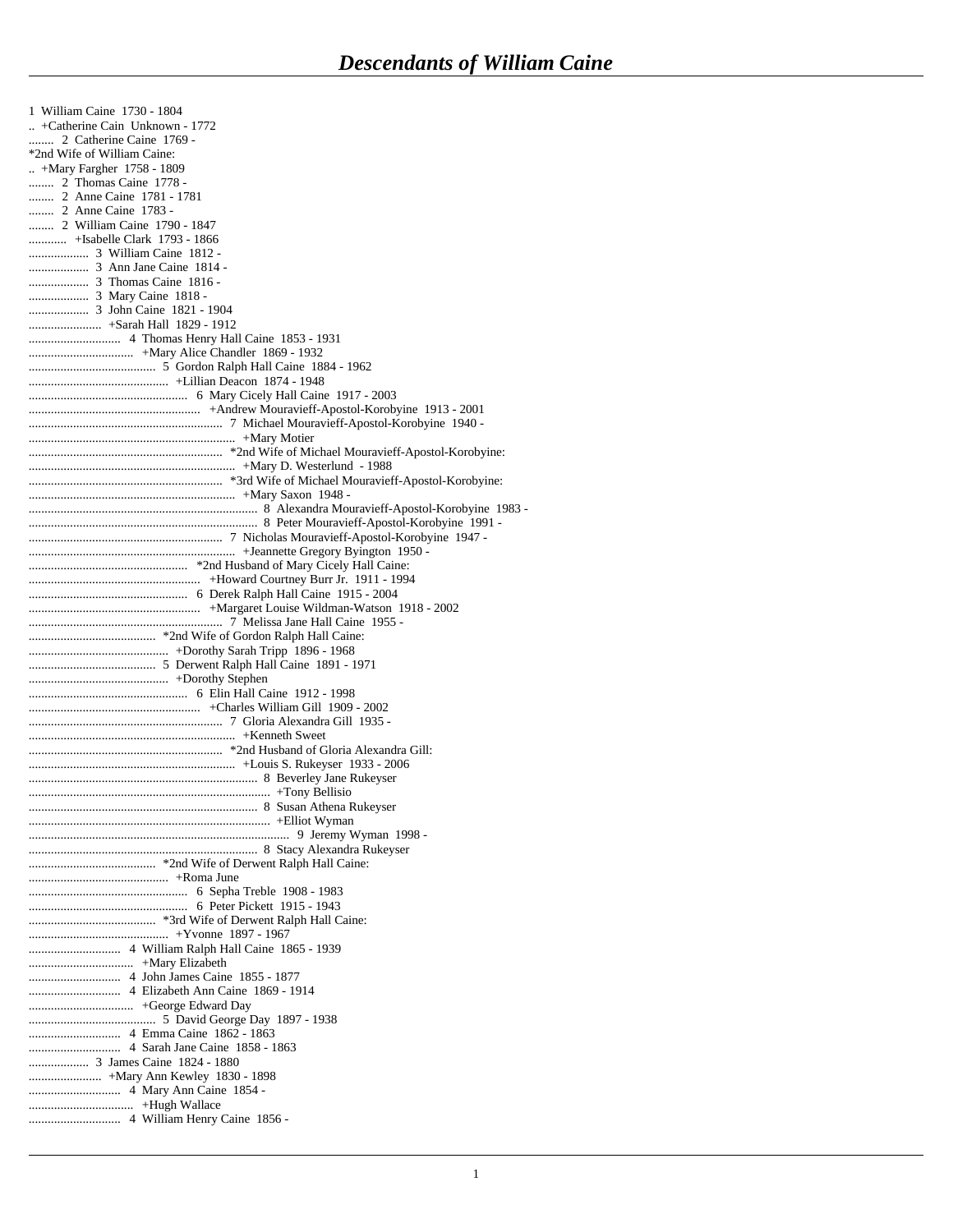# *Descendants of William Caine*

1 William Caine 1730 - 1804
.. +Catherine Cain Unknown - 1772
........ 2 Catherine Caine 1769 -
*2nd Wife of William Caine:
.. +Mary Fargher 1758 - 1809
........ 2 Thomas Caine 1778 -
........ 2 Anne Caine 1781 - 1781
........ 2 Anne Caine 1783 -
........ 2 William Caine 1790 - 1847
............ +Isabelle Clark 1793 - 1866
................... 3 William Caine 1812 -
................... 3 Ann Jane Caine 1814 -
................... 3 Thomas Caine 1816 -
................... 3 Mary Caine 1818 -
................... 3 John Caine 1821 - 1904
....................... +Sarah Hall 1829 - 1912
............................. 4 Thomas Henry Hall Caine 1853 - 1931
................................. +Mary Alice Chandler 1869 - 1932
........................................ 5 Gordon Ralph Hall Caine 1884 - 1962
............................................ +Lillian Deacon 1874 - 1948
.................................................. 6 Mary Cicely Hall Caine 1917 - 2003
...................................................... +Andrew Mouravieff-Apostol-Korobyine 1913 - 2001
............................................................ 7 Michael Mouravieff-Apostol-Korobyine 1940 -
................................................................ +Mary Motier
............................................................ *2nd Wife of Michael Mouravieff-Apostol-Korobyine:
................................................................ +Mary D. Westerlund - 1988
............................................................ *3rd Wife of Michael Mouravieff-Apostol-Korobyine:
................................................................ +Mary Saxon 1948 -
....................................................................... 8 Alexandra Mouravieff-Apostol-Korobyine 1983 -
....................................................................... 8 Peter Mouravieff-Apostol-Korobyine 1991 -
............................................................ 7 Nicholas Mouravieff-Apostol-Korobyine 1947 -
................................................................ +Jeannette Gregory Byington 1950 -
.................................................. *2nd Husband of Mary Cicely Hall Caine:
...................................................... +Howard Courtney Burr Jr. 1911 - 1994
.................................................. 6 Derek Ralph Hall Caine 1915 - 2004
...................................................... +Margaret Louise Wildman-Watson 1918 - 2002
............................................................ 7 Melissa Jane Hall Caine 1955 -
........................................ *2nd Wife of Gordon Ralph Hall Caine:
............................................ +Dorothy Sarah Tripp 1896 - 1968
........................................ 5 Derwent Ralph Hall Caine 1891 - 1971
............................................ +Dorothy Stephen
.................................................. 6 Elin Hall Caine 1912 - 1998
...................................................... +Charles William Gill 1909 - 2002
............................................................ 7 Gloria Alexandra Gill 1935 -
................................................................ +Kenneth Sweet
............................................................ *2nd Husband of Gloria Alexandra Gill:
................................................................ +Louis S. Rukeyser 1933 - 2006
....................................................................... 8 Beverley Jane Rukeyser
........................................................................... +Tony Bellisio
....................................................................... 8 Susan Athena Rukeyser
........................................................................... +Elliot Wyman
................................................................................. 9 Jeremy Wyman 1998 -
....................................................................... 8 Stacy Alexandra Rukeyser
........................................ *2nd Wife of Derwent Ralph Hall Caine:
............................................ +Roma June
.................................................. 6 Sepha Treble 1908 - 1983
.................................................. 6 Peter Pickett 1915 - 1943
........................................ *3rd Wife of Derwent Ralph Hall Caine:
............................................ +Yvonne 1897 - 1967
............................. 4 William Ralph Hall Caine 1865 - 1939
................................. +Mary Elizabeth
............................. 4 John James Caine 1855 - 1877
............................. 4 Elizabeth Ann Caine 1869 - 1914
................................. +George Edward Day
........................................ 5 David George Day 1897 - 1938
............................. 4 Emma Caine 1862 - 1863
............................. 4 Sarah Jane Caine 1858 - 1863
................... 3 James Caine 1824 - 1880
....................... +Mary Ann Kewley 1830 - 1898
............................. 4 Mary Ann Caine 1854 -
................................. +Hugh Wallace
............................. 4 William Henry Caine 1856 -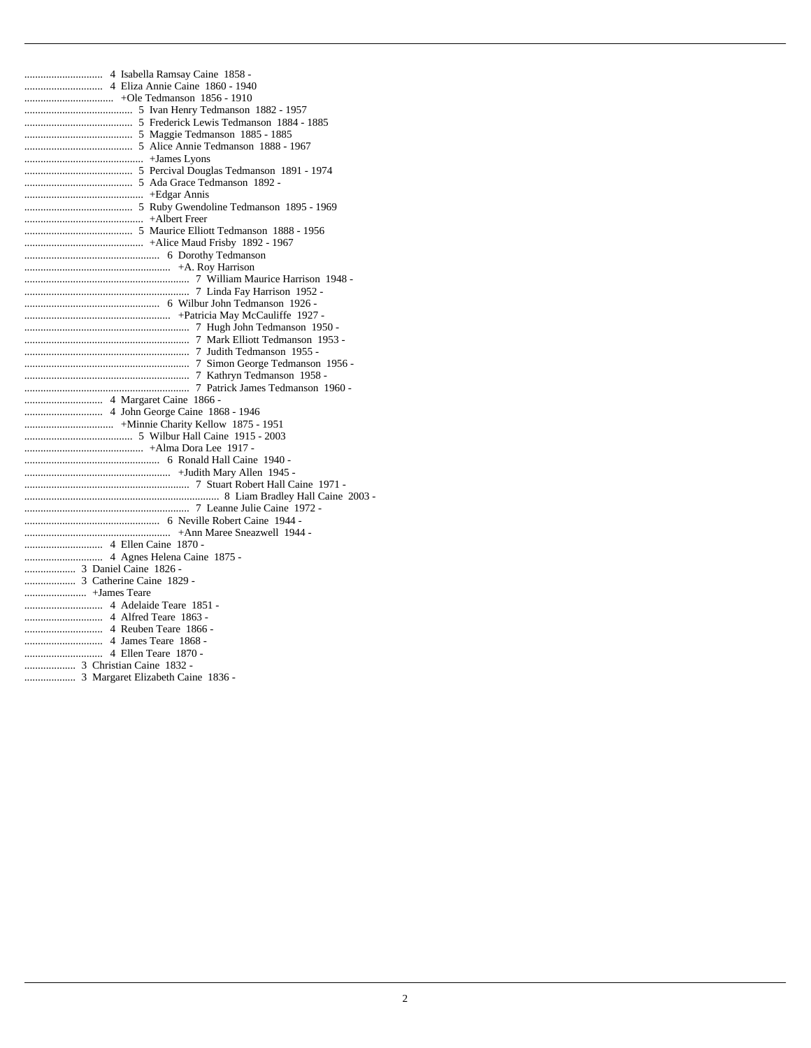.............................. 4 Isabella Ramsay Caine 1858 -
.............................. 4 Eliza Annie Caine 1860 - 1940
.................................. +Ole Tedmanson 1856 - 1910
........................................ 5 Ivan Henry Tedmanson 1882 - 1957
........................................ 5 Frederick Lewis Tedmanson 1884 - 1885
........................................ 5 Maggie Tedmanson 1885 - 1885
........................................ 5 Alice Annie Tedmanson 1888 - 1967
............................................ +James Lyons
........................................ 5 Percival Douglas Tedmanson 1891 - 1974
........................................ 5 Ada Grace Tedmanson 1892 -
............................................ +Edgar Annis
........................................ 5 Ruby Gwendoline Tedmanson 1895 - 1969
............................................ +Albert Freer
........................................ 5 Maurice Elliott Tedmanson 1888 - 1956
............................................ +Alice Maud Frisby 1892 - 1967
.................................................. 6 Dorothy Tedmanson
...................................................... +A. Roy Harrison
............................................................. 7 William Maurice Harrison 1948 -
............................................................. 7 Linda Fay Harrison 1952 -
.................................................. 6 Wilbur John Tedmanson 1926 -
...................................................... +Patricia May McCauliffe 1927 -
............................................................. 7 Hugh John Tedmanson 1950 -
............................................................. 7 Mark Elliott Tedmanson 1953 -
............................................................. 7 Judith Tedmanson 1955 -
............................................................. 7 Simon George Tedmanson 1956 -
............................................................. 7 Kathryn Tedmanson 1958 -
............................................................. 7 Patrick James Tedmanson 1960 -
.............................. 4 Margaret Caine 1866 -
.............................. 4 John George Caine 1868 - 1946
.................................. +Minnie Charity Kellow 1875 - 1951
........................................ 5 Wilbur Hall Caine 1915 - 2003
............................................ +Alma Dora Lee 1917 -
.................................................. 6 Ronald Hall Caine 1940 -
...................................................... +Judith Mary Allen 1945 -
............................................................. 7 Stuart Robert Hall Caine 1971 -
...................................................................... 8 Liam Bradley Hall Caine 2003 -
............................................................. 7 Leanne Julie Caine 1972 -
.................................................. 6 Neville Robert Caine 1944 -
...................................................... +Ann Maree Sneazwell 1944 -
.............................. 4 Ellen Caine 1870 -
.............................. 4 Agnes Helena Caine 1875 -
.................... 3 Daniel Caine 1826 -
.................... 3 Catherine Caine 1829 -
........................ +James Teare
.............................. 4 Adelaide Teare 1851 -
.............................. 4 Alfred Teare 1863 -
.............................. 4 Reuben Teare 1866 -
.............................. 4 James Teare 1868 -
.............................. 4 Ellen Teare 1870 -
.................... 3 Christian Caine 1832 -
.................... 3 Margaret Elizabeth Caine 1836 -